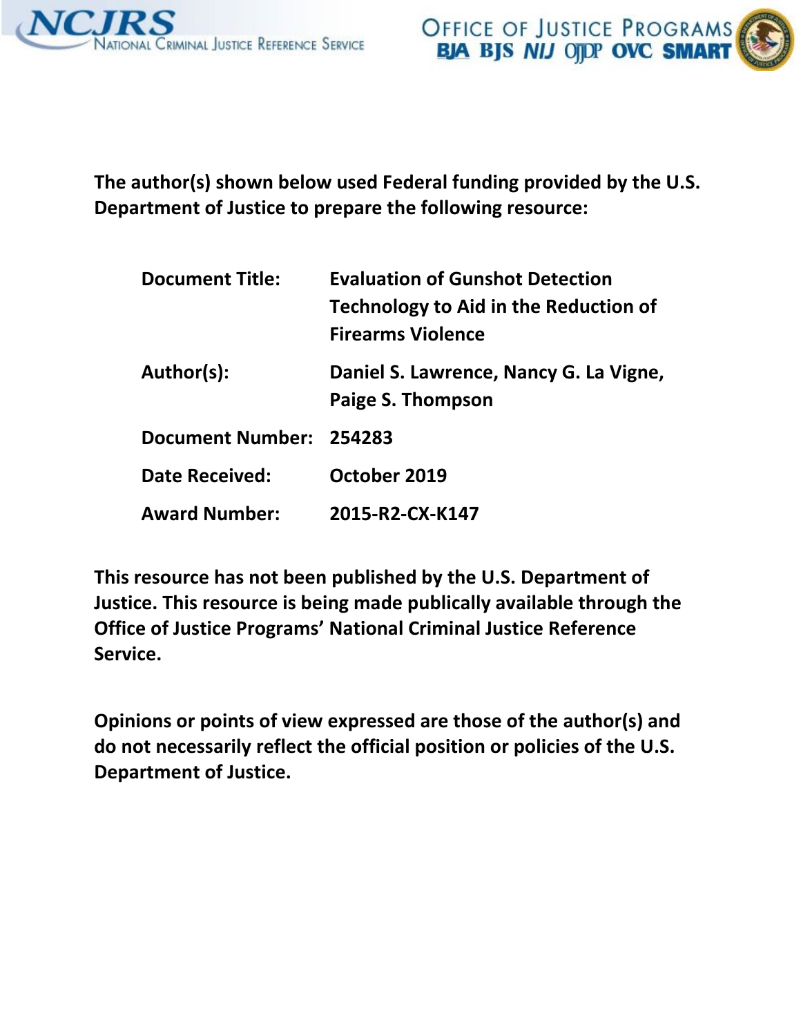NCJRS National Criminal Justice Reference Service

Office of Justice Programs
BJA BJS NIJ OJJDP OVC SMART

**The author(s) shown below used Federal funding provided by the U.S. Department of Justice to prepare the following resource:**

| | |
|---|---|
| **Document Title:** | **Evaluation of Gunshot Detection Technology to Aid in the Reduction of Firearms Violence** |
| **Author(s):** | **Daniel S. Lawrence, Nancy G. La Vigne, Paige S. Thompson** |
| **Document Number:** | **254283** |
| **Date Received:** | **October 2019** |
| **Award Number:** | **2015-R2-CX-K147** |

**This resource has not been published by the U.S. Department of Justice. This resource is being made publically available through the Office of Justice Programs' National Criminal Justice Reference Service.**

**Opinions or points of view expressed are those of the author(s) and do not necessarily reflect the official position or policies of the U.S. Department of Justice.**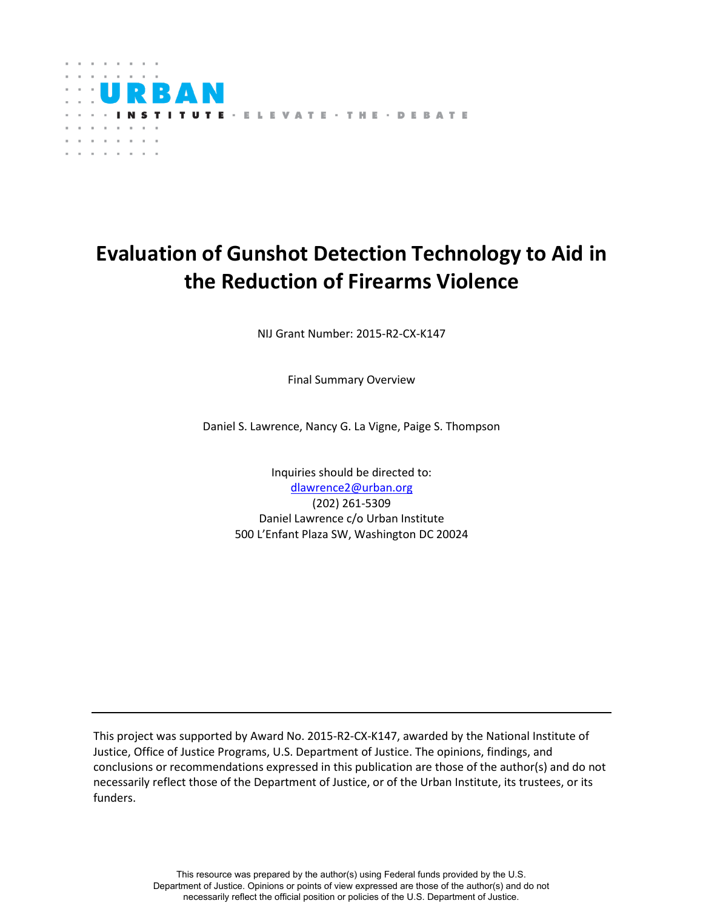# Evaluation of Gunshot Detection Technology to Aid in the Reduction of Firearms Violence

NIJ Grant Number: 2015-R2-CX-K147

Final Summary Overview

Daniel S. Lawrence, Nancy G. La Vigne, Paige S. Thompson

Inquiries should be directed to:
dlawrence2@urban.org
(202) 261-5309
Daniel Lawrence c/o Urban Institute
500 L'Enfant Plaza SW, Washington DC 20024

---

This project was supported by Award No. 2015-R2-CX-K147, awarded by the National Institute of Justice, Office of Justice Programs, U.S. Department of Justice. The opinions, findings, and conclusions or recommendations expressed in this publication are those of the author(s) and do not necessarily reflect those of the Department of Justice, or of the Urban Institute, its trustees, or its funders.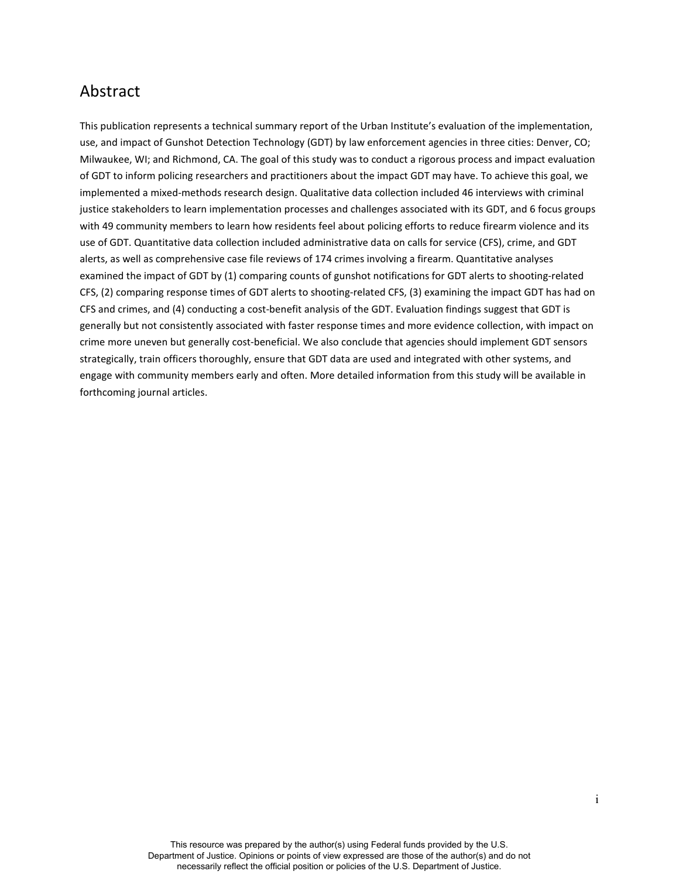# Abstract

This publication represents a technical summary report of the Urban Institute's evaluation of the implementation, use, and impact of Gunshot Detection Technology (GDT) by law enforcement agencies in three cities: Denver, CO; Milwaukee, WI; and Richmond, CA. The goal of this study was to conduct a rigorous process and impact evaluation of GDT to inform policing researchers and practitioners about the impact GDT may have. To achieve this goal, we implemented a mixed-methods research design. Qualitative data collection included 46 interviews with criminal justice stakeholders to learn implementation processes and challenges associated with its GDT, and 6 focus groups with 49 community members to learn how residents feel about policing efforts to reduce firearm violence and its use of GDT. Quantitative data collection included administrative data on calls for service (CFS), crime, and GDT alerts, as well as comprehensive case file reviews of 174 crimes involving a firearm. Quantitative analyses examined the impact of GDT by (1) comparing counts of gunshot notifications for GDT alerts to shooting-related CFS, (2) comparing response times of GDT alerts to shooting-related CFS, (3) examining the impact GDT has had on CFS and crimes, and (4) conducting a cost-benefit analysis of the GDT. Evaluation findings suggest that GDT is generally but not consistently associated with faster response times and more evidence collection, with impact on crime more uneven but generally cost-beneficial. We also conclude that agencies should implement GDT sensors strategically, train officers thoroughly, ensure that GDT data are used and integrated with other systems, and engage with community members early and often. More detailed information from this study will be available in forthcoming journal articles.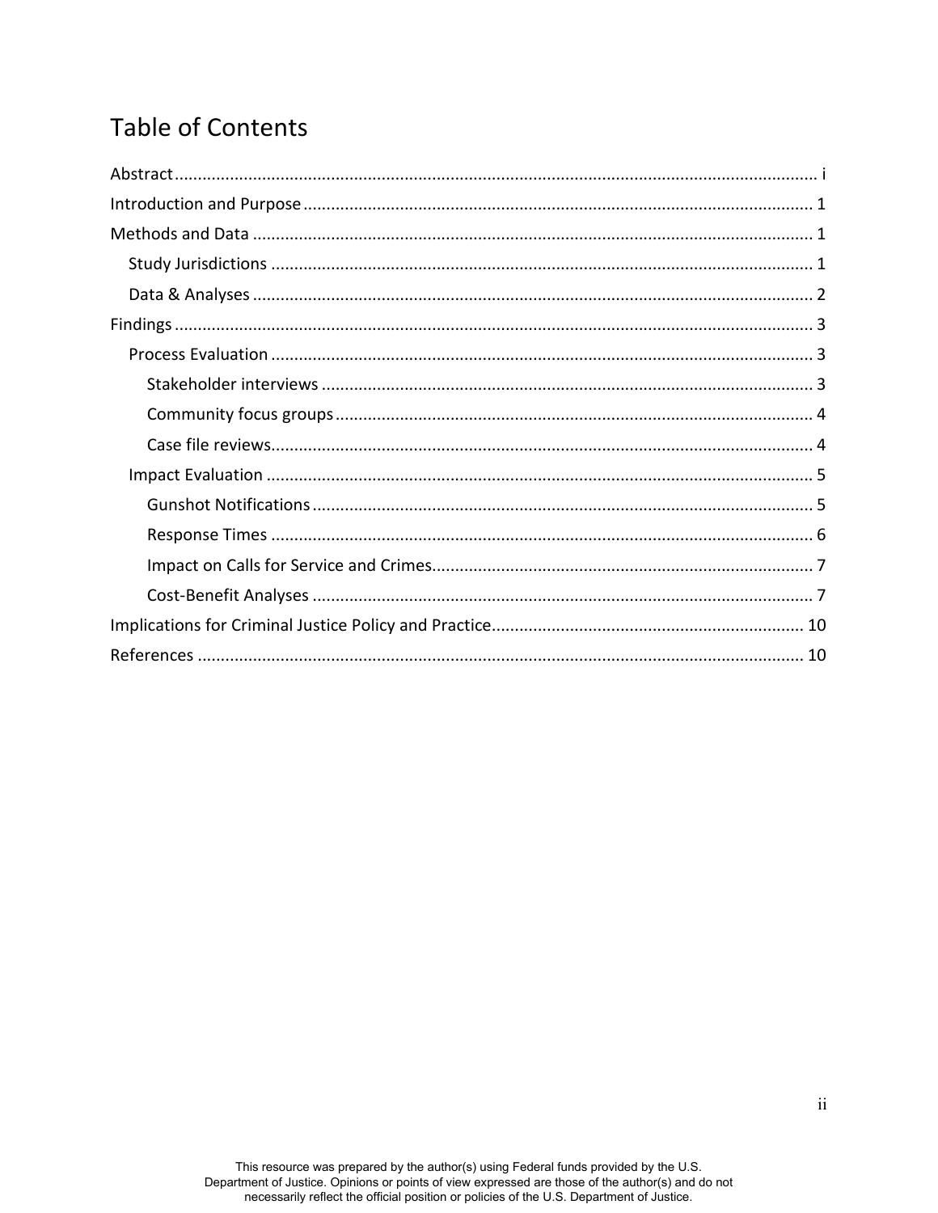# Table of Contents

Abstract ........................................................................................................................................ i

Introduction and Purpose ............................................................................................................. 1

Methods and Data ........................................................................................................................ 1

- Study Jurisdictions .................................................................................................................... 1
- Data & Analyses ........................................................................................................................ 2

Findings ........................................................................................................................................ 3

- Process Evaluation .................................................................................................................... 3
  - Stakeholder interviews ......................................................................................................... 3
  - Community focus groups ...................................................................................................... 4
  - Case file reviews.................................................................................................................... 4
- Impact Evaluation ..................................................................................................................... 5
  - Gunshot Notifications ........................................................................................................... 5
  - Response Times .................................................................................................................... 6
  - Impact on Calls for Service and Crimes................................................................................. 7
  - Cost-Benefit Analyses ........................................................................................................... 7

Implications for Criminal Justice Policy and Practice.................................................................. 10

References .................................................................................................................................. 10

This resource was prepared by the author(s) using Federal funds provided by the U.S. Department of Justice. Opinions or points of view expressed are those of the author(s) and do not necessarily reflect the official position or policies of the U.S. Department of Justice.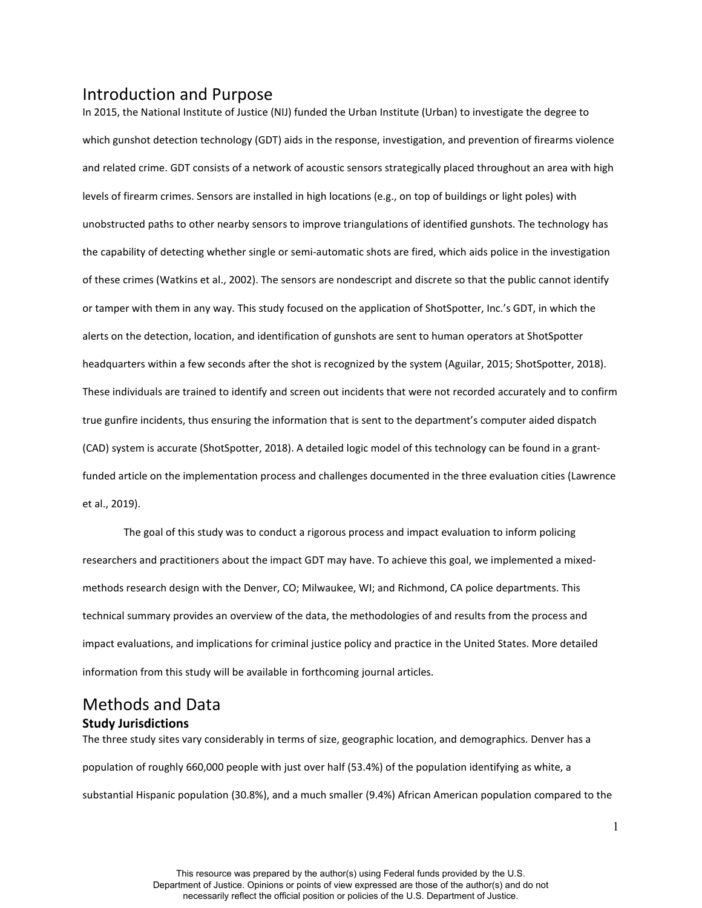## Introduction and Purpose

In 2015, the National Institute of Justice (NIJ) funded the Urban Institute (Urban) to investigate the degree to which gunshot detection technology (GDT) aids in the response, investigation, and prevention of firearms violence and related crime. GDT consists of a network of acoustic sensors strategically placed throughout an area with high levels of firearm crimes. Sensors are installed in high locations (e.g., on top of buildings or light poles) with unobstructed paths to other nearby sensors to improve triangulations of identified gunshots. The technology has the capability of detecting whether single or semi-automatic shots are fired, which aids police in the investigation of these crimes (Watkins et al., 2002). The sensors are nondescript and discrete so that the public cannot identify or tamper with them in any way. This study focused on the application of ShotSpotter, Inc.'s GDT, in which the alerts on the detection, location, and identification of gunshots are sent to human operators at ShotSpotter headquarters within a few seconds after the shot is recognized by the system (Aguilar, 2015; ShotSpotter, 2018). These individuals are trained to identify and screen out incidents that were not recorded accurately and to confirm true gunfire incidents, thus ensuring the information that is sent to the department's computer aided dispatch (CAD) system is accurate (ShotSpotter, 2018). A detailed logic model of this technology can be found in a grant-funded article on the implementation process and challenges documented in the three evaluation cities (Lawrence et al., 2019).

The goal of this study was to conduct a rigorous process and impact evaluation to inform policing researchers and practitioners about the impact GDT may have. To achieve this goal, we implemented a mixed-methods research design with the Denver, CO; Milwaukee, WI; and Richmond, CA police departments. This technical summary provides an overview of the data, the methodologies of and results from the process and impact evaluations, and implications for criminal justice policy and practice in the United States. More detailed information from this study will be available in forthcoming journal articles.

## Methods and Data

### Study Jurisdictions

The three study sites vary considerably in terms of size, geographic location, and demographics. Denver has a population of roughly 660,000 people with just over half (53.4%) of the population identifying as white, a substantial Hispanic population (30.8%), and a much smaller (9.4%) African American population compared to the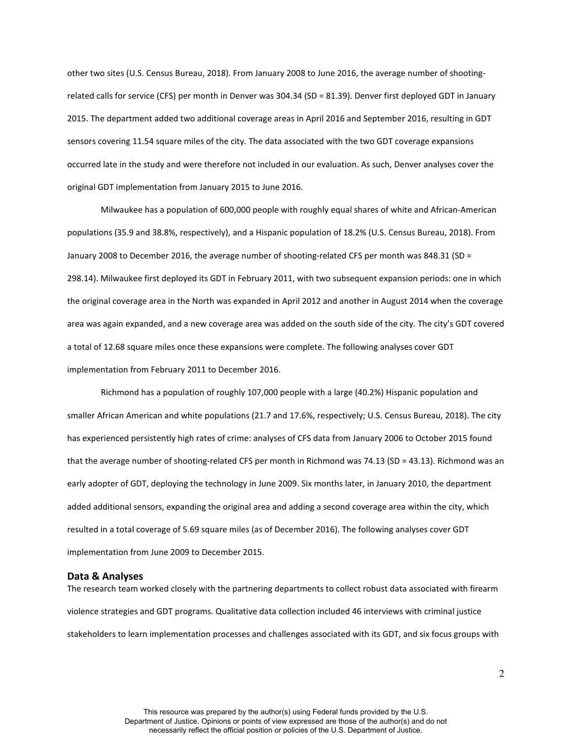other two sites (U.S. Census Bureau, 2018). From January 2008 to June 2016, the average number of shooting-related calls for service (CFS) per month in Denver was 304.34 (SD = 81.39). Denver first deployed GDT in January 2015. The department added two additional coverage areas in April 2016 and September 2016, resulting in GDT sensors covering 11.54 square miles of the city. The data associated with the two GDT coverage expansions occurred late in the study and were therefore not included in our evaluation. As such, Denver analyses cover the original GDT implementation from January 2015 to June 2016.

Milwaukee has a population of 600,000 people with roughly equal shares of white and African-American populations (35.9 and 38.8%, respectively), and a Hispanic population of 18.2% (U.S. Census Bureau, 2018). From January 2008 to December 2016, the average number of shooting-related CFS per month was 848.31 (SD = 298.14). Milwaukee first deployed its GDT in February 2011, with two subsequent expansion periods: one in which the original coverage area in the North was expanded in April 2012 and another in August 2014 when the coverage area was again expanded, and a new coverage area was added on the south side of the city. The city's GDT covered a total of 12.68 square miles once these expansions were complete. The following analyses cover GDT implementation from February 2011 to December 2016.

Richmond has a population of roughly 107,000 people with a large (40.2%) Hispanic population and smaller African American and white populations (21.7 and 17.6%, respectively; U.S. Census Bureau, 2018). The city has experienced persistently high rates of crime: analyses of CFS data from January 2006 to October 2015 found that the average number of shooting-related CFS per month in Richmond was 74.13 (SD = 43.13). Richmond was an early adopter of GDT, deploying the technology in June 2009. Six months later, in January 2010, the department added additional sensors, expanding the original area and adding a second coverage area within the city, which resulted in a total coverage of 5.69 square miles (as of December 2016). The following analyses cover GDT implementation from June 2009 to December 2015.

## Data & Analyses

The research team worked closely with the partnering departments to collect robust data associated with firearm violence strategies and GDT programs. Qualitative data collection included 46 interviews with criminal justice stakeholders to learn implementation processes and challenges associated with its GDT, and six focus groups with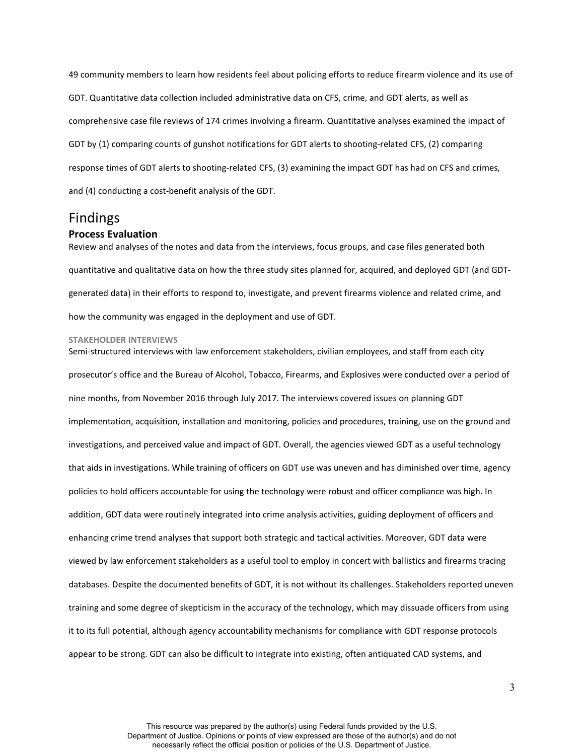49 community members to learn how residents feel about policing efforts to reduce firearm violence and its use of GDT. Quantitative data collection included administrative data on CFS, crime, and GDT alerts, as well as comprehensive case file reviews of 174 crimes involving a firearm. Quantitative analyses examined the impact of GDT by (1) comparing counts of gunshot notifications for GDT alerts to shooting-related CFS, (2) comparing response times of GDT alerts to shooting-related CFS, (3) examining the impact GDT has had on CFS and crimes, and (4) conducting a cost-benefit analysis of the GDT.

# Findings

## Process Evaluation

Review and analyses of the notes and data from the interviews, focus groups, and case files generated both quantitative and qualitative data on how the three study sites planned for, acquired, and deployed GDT (and GDT-generated data) in their efforts to respond to, investigate, and prevent firearms violence and related crime, and how the community was engaged in the deployment and use of GDT.

### STAKEHOLDER INTERVIEWS

Semi-structured interviews with law enforcement stakeholders, civilian employees, and staff from each city prosecutor's office and the Bureau of Alcohol, Tobacco, Firearms, and Explosives were conducted over a period of nine months, from November 2016 through July 2017. The interviews covered issues on planning GDT implementation, acquisition, installation and monitoring, policies and procedures, training, use on the ground and investigations, and perceived value and impact of GDT. Overall, the agencies viewed GDT as a useful technology that aids in investigations. While training of officers on GDT use was uneven and has diminished over time, agency policies to hold officers accountable for using the technology were robust and officer compliance was high. In addition, GDT data were routinely integrated into crime analysis activities, guiding deployment of officers and enhancing crime trend analyses that support both strategic and tactical activities. Moreover, GDT data were viewed by law enforcement stakeholders as a useful tool to employ in concert with ballistics and firearms tracing databases. Despite the documented benefits of GDT, it is not without its challenges. Stakeholders reported uneven training and some degree of skepticism in the accuracy of the technology, which may dissuade officers from using it to its full potential, although agency accountability mechanisms for compliance with GDT response protocols appear to be strong. GDT can also be difficult to integrate into existing, often antiquated CAD systems, and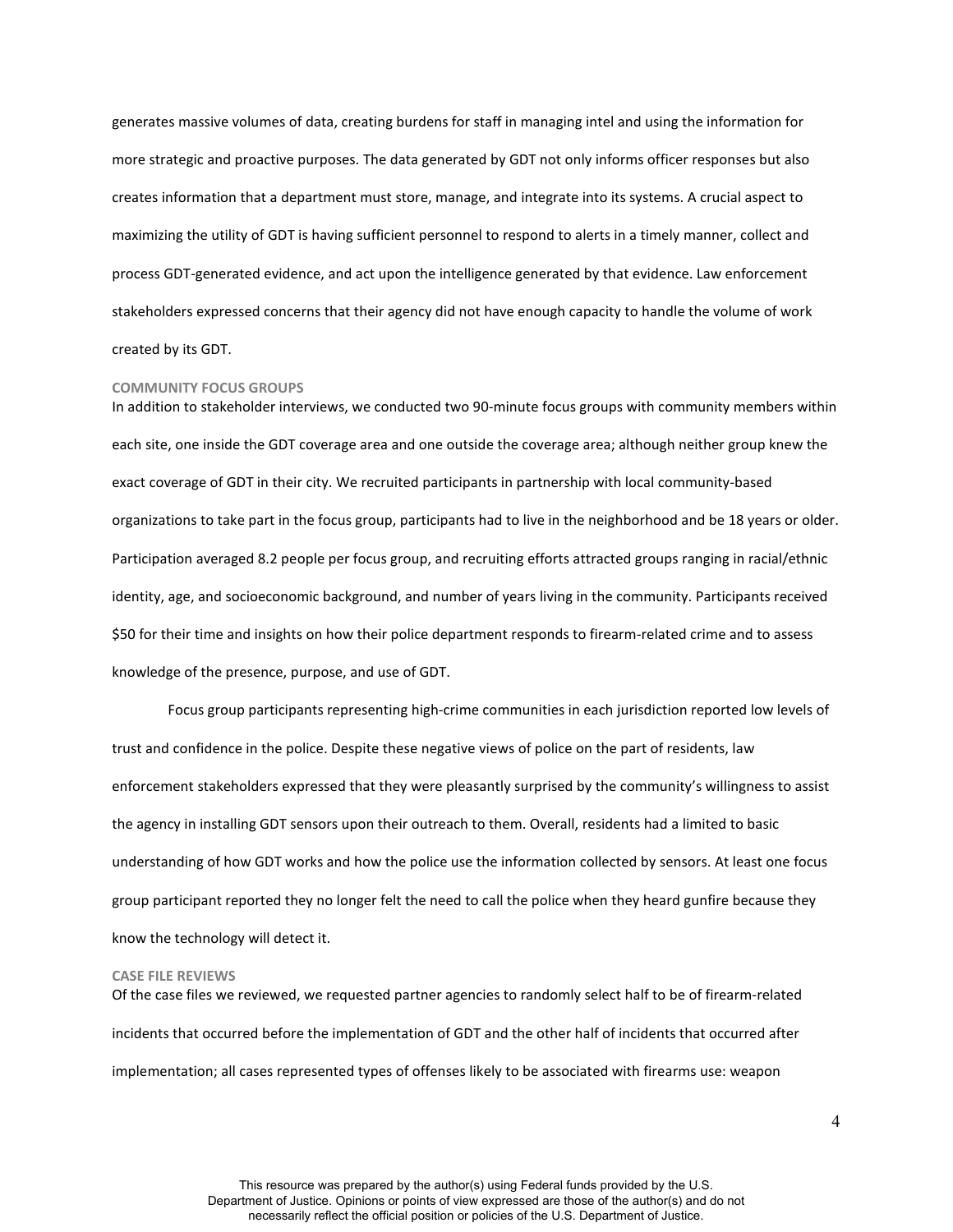generates massive volumes of data, creating burdens for staff in managing intel and using the information for more strategic and proactive purposes. The data generated by GDT not only informs officer responses but also creates information that a department must store, manage, and integrate into its systems. A crucial aspect to maximizing the utility of GDT is having sufficient personnel to respond to alerts in a timely manner, collect and process GDT-generated evidence, and act upon the intelligence generated by that evidence. Law enforcement stakeholders expressed concerns that their agency did not have enough capacity to handle the volume of work created by its GDT.

#### COMMUNITY FOCUS GROUPS

In addition to stakeholder interviews, we conducted two 90-minute focus groups with community members within each site, one inside the GDT coverage area and one outside the coverage area; although neither group knew the exact coverage of GDT in their city. We recruited participants in partnership with local community-based organizations to take part in the focus group, participants had to live in the neighborhood and be 18 years or older. Participation averaged 8.2 people per focus group, and recruiting efforts attracted groups ranging in racial/ethnic identity, age, and socioeconomic background, and number of years living in the community. Participants received $50 for their time and insights on how their police department responds to firearm-related crime and to assess knowledge of the presence, purpose, and use of GDT.

Focus group participants representing high-crime communities in each jurisdiction reported low levels of trust and confidence in the police. Despite these negative views of police on the part of residents, law enforcement stakeholders expressed that they were pleasantly surprised by the community's willingness to assist the agency in installing GDT sensors upon their outreach to them. Overall, residents had a limited to basic understanding of how GDT works and how the police use the information collected by sensors. At least one focus group participant reported they no longer felt the need to call the police when they heard gunfire because they know the technology will detect it.

#### CASE FILE REVIEWS

Of the case files we reviewed, we requested partner agencies to randomly select half to be of firearm-related incidents that occurred before the implementation of GDT and the other half of incidents that occurred after implementation; all cases represented types of offenses likely to be associated with firearms use: weapon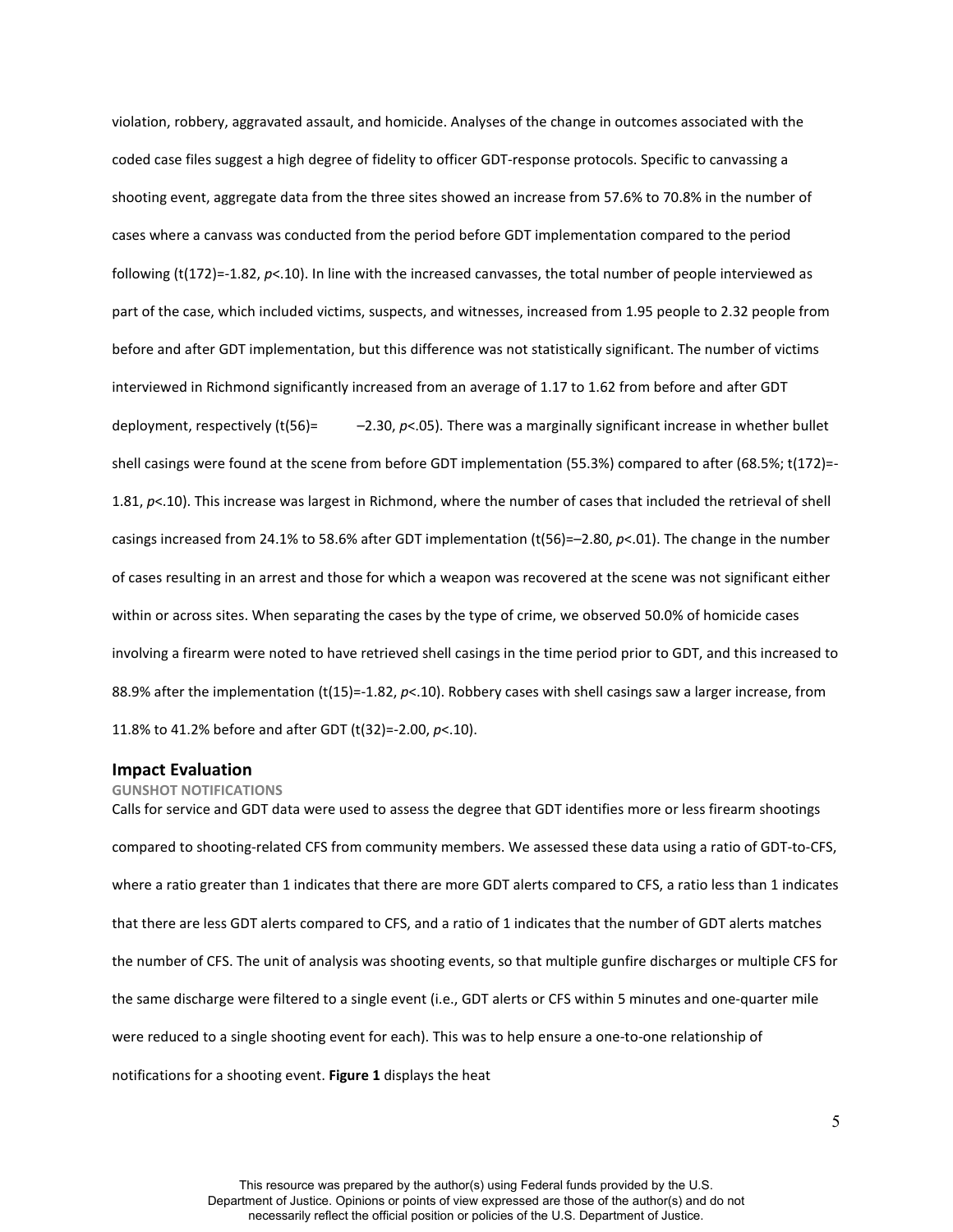violation, robbery, aggravated assault, and homicide. Analyses of the change in outcomes associated with the coded case files suggest a high degree of fidelity to officer GDT-response protocols. Specific to canvassing a shooting event, aggregate data from the three sites showed an increase from 57.6% to 70.8% in the number of cases where a canvass was conducted from the period before GDT implementation compared to the period following ($t(172)=-1.82$, $p<.10$). In line with the increased canvasses, the total number of people interviewed as part of the case, which included victims, suspects, and witnesses, increased from 1.95 people to 2.32 people from before and after GDT implementation, but this difference was not statistically significant. The number of victims interviewed in Richmond significantly increased from an average of 1.17 to 1.62 from before and after GDT deployment, respectively ($t(56)=-2.30$, $p<.05$). There was a marginally significant increase in whether bullet shell casings were found at the scene from before GDT implementation (55.3%) compared to after (68.5%; $t(172)=-1.81$, $p<.10$). This increase was largest in Richmond, where the number of cases that included the retrieval of shell casings increased from 24.1% to 58.6% after GDT implementation ($t(56)=-2.80$, $p<.01$). The change in the number of cases resulting in an arrest and those for which a weapon was recovered at the scene was not significant either within or across sites. When separating the cases by the type of crime, we observed 50.0% of homicide cases involving a firearm were noted to have retrieved shell casings in the time period prior to GDT, and this increased to 88.9% after the implementation ($t(15)=-1.82$, $p<.10$). Robbery cases with shell casings saw a larger increase, from 11.8% to 41.2% before and after GDT ($t(32)=-2.00$, $p<.10$).

## Impact Evaluation

### GUNSHOT NOTIFICATIONS

Calls for service and GDT data were used to assess the degree that GDT identifies more or less firearm shootings compared to shooting-related CFS from community members. We assessed these data using a ratio of GDT-to-CFS, where a ratio greater than 1 indicates that there are more GDT alerts compared to CFS, a ratio less than 1 indicates that there are less GDT alerts compared to CFS, and a ratio of 1 indicates that the number of GDT alerts matches the number of CFS. The unit of analysis was shooting events, so that multiple gunfire discharges or multiple CFS for the same discharge were filtered to a single event (i.e., GDT alerts or CFS within 5 minutes and one-quarter mile were reduced to a single shooting event for each). This was to help ensure a one-to-one relationship of notifications for a shooting event. **Figure 1** displays the heat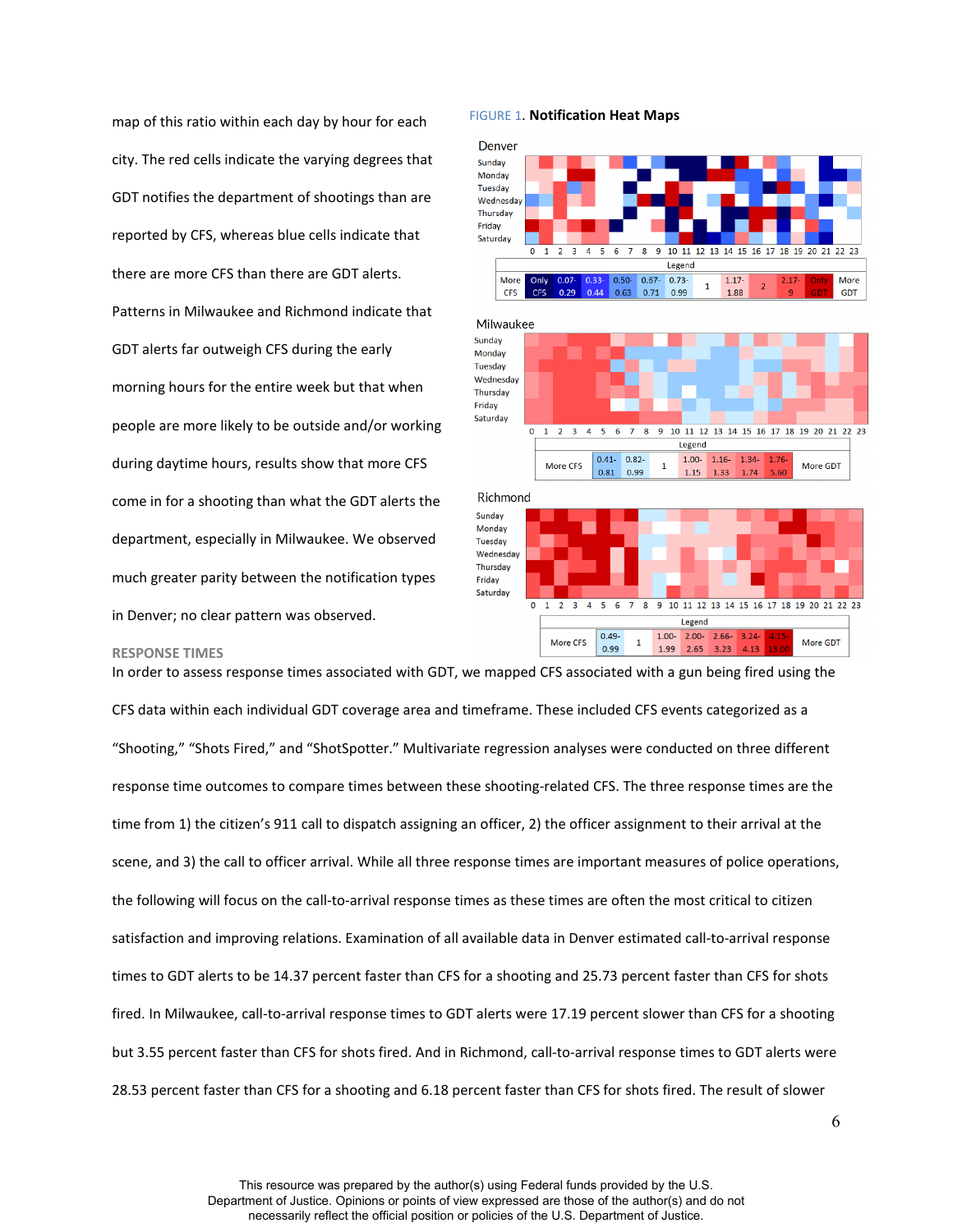map of this ratio within each day by hour for each city. The red cells indicate the varying degrees that GDT notifies the department of shootings than are reported by CFS, whereas blue cells indicate that there are more CFS than there are GDT alerts. Patterns in Milwaukee and Richmond indicate that GDT alerts far outweigh CFS during the early morning hours for the entire week but that when people are more likely to be outside and/or working during daytime hours, results show that more CFS come in for a shooting than what the GDT alerts the department, especially in Milwaukee. We observed much greater parity between the notification types in Denver; no clear pattern was observed.

FIGURE 1. **Notification Heat Maps**

### RESPONSE TIMES

In order to assess response times associated with GDT, we mapped CFS associated with a gun being fired using the CFS data within each individual GDT coverage area and timeframe. These included CFS events categorized as a "Shooting," "Shots Fired," and "ShotSpotter." Multivariate regression analyses were conducted on three different response time outcomes to compare times between these shooting-related CFS. The three response times are the time from 1) the citizen's 911 call to dispatch assigning an officer, 2) the officer assignment to their arrival at the scene, and 3) the call to officer arrival. While all three response times are important measures of police operations, the following will focus on the call-to-arrival response times as these times are often the most critical to citizen satisfaction and improving relations. Examination of all available data in Denver estimated call-to-arrival response times to GDT alerts to be 14.37 percent faster than CFS for a shooting and 25.73 percent faster than CFS for shots fired. In Milwaukee, call-to-arrival response times to GDT alerts were 17.19 percent slower than CFS for a shooting but 3.55 percent faster than CFS for shots fired. And in Richmond, call-to-arrival response times to GDT alerts were 28.53 percent faster than CFS for a shooting and 6.18 percent faster than CFS for shots fired. The result of slower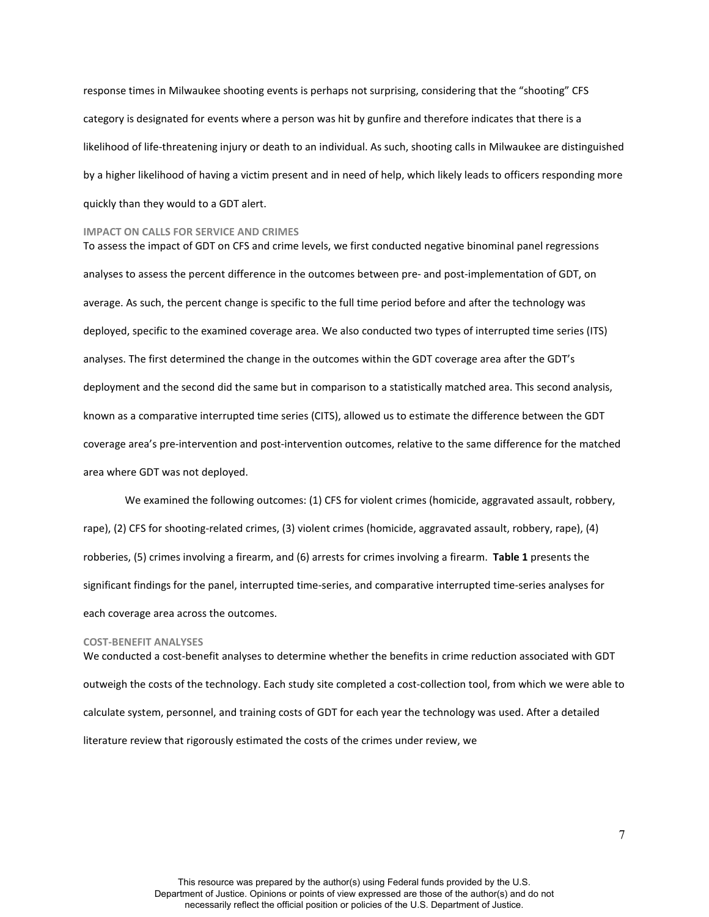response times in Milwaukee shooting events is perhaps not surprising, considering that the "shooting" CFS category is designated for events where a person was hit by gunfire and therefore indicates that there is a likelihood of life-threatening injury or death to an individual. As such, shooting calls in Milwaukee are distinguished by a higher likelihood of having a victim present and in need of help, which likely leads to officers responding more quickly than they would to a GDT alert.

### IMPACT ON CALLS FOR SERVICE AND CRIMES

To assess the impact of GDT on CFS and crime levels, we first conducted negative binominal panel regressions analyses to assess the percent difference in the outcomes between pre- and post-implementation of GDT, on average. As such, the percent change is specific to the full time period before and after the technology was deployed, specific to the examined coverage area. We also conducted two types of interrupted time series (ITS) analyses. The first determined the change in the outcomes within the GDT coverage area after the GDT's deployment and the second did the same but in comparison to a statistically matched area. This second analysis, known as a comparative interrupted time series (CITS), allowed us to estimate the difference between the GDT coverage area's pre-intervention and post-intervention outcomes, relative to the same difference for the matched area where GDT was not deployed.

We examined the following outcomes: (1) CFS for violent crimes (homicide, aggravated assault, robbery, rape), (2) CFS for shooting-related crimes, (3) violent crimes (homicide, aggravated assault, robbery, rape), (4) robberies, (5) crimes involving a firearm, and (6) arrests for crimes involving a firearm. **Table 1** presents the significant findings for the panel, interrupted time-series, and comparative interrupted time-series analyses for each coverage area across the outcomes.

### COST-BENEFIT ANALYSES

We conducted a cost-benefit analyses to determine whether the benefits in crime reduction associated with GDT outweigh the costs of the technology. Each study site completed a cost-collection tool, from which we were able to calculate system, personnel, and training costs of GDT for each year the technology was used. After a detailed literature review that rigorously estimated the costs of the crimes under review, we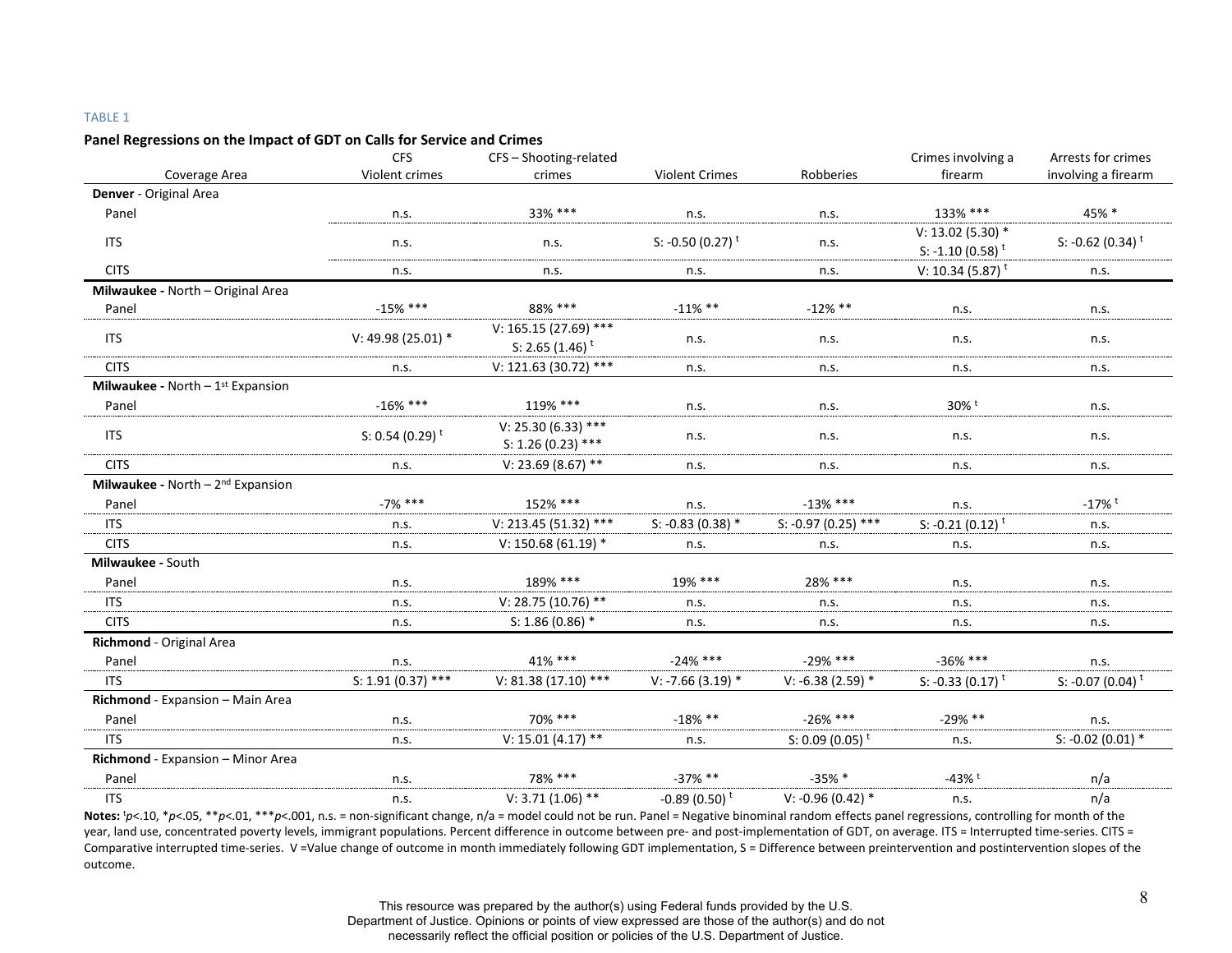TABLE 1

**Panel Regressions on the Impact of GDT on Calls for Service and Crimes**

| Coverage Area | CFS Violent crimes | CFS – Shooting-related crimes | Violent Crimes | Robberies | Crimes involving a firearm | Arrests for crimes involving a firearm |
|---|---|---|---|---|---|---|
| **Denver** - Original Area | | | | | | |
| Panel | n.s. | 33% *** | n.s. | n.s. | 133% *** | 45% * |
| ITS | n.s. | n.s. | S: -0.50 (0.27) ᵗ | n.s. | V: 13.02 (5.30) * S: -1.10 (0.58) ᵗ | S: -0.62 (0.34) ᵗ |
| CITS | n.s. | n.s. | n.s. | n.s. | V: 10.34 (5.87) ᵗ | n.s. |
| **Milwaukee** - North – Original Area | | | | | | |
| Panel | -15% *** | 88% *** | -11% ** | -12% ** | n.s. | n.s. |
| ITS | V: 49.98 (25.01) * | V: 165.15 (27.69) *** S: 2.65 (1.46) ᵗ | n.s. | n.s. | n.s. | n.s. |
| CITS | n.s. | V: 121.63 (30.72) *** | n.s. | n.s. | n.s. | n.s. |
| **Milwaukee** - North – 1st Expansion | | | | | | |
| Panel | -16% *** | 119% *** | n.s. | n.s. | 30% ᵗ | n.s. |
| ITS | S: 0.54 (0.29) ᵗ | V: 25.30 (6.33) *** S: 1.26 (0.23) *** | n.s. | n.s. | n.s. | n.s. |
| CITS | n.s. | V: 23.69 (8.67) ** | n.s. | n.s. | n.s. | n.s. |
| **Milwaukee** - North – 2nd Expansion | | | | | | |
| Panel | -7% *** | 152% *** | n.s. | -13% *** | n.s. | -17% ᵗ |
| ITS | n.s. | V: 213.45 (51.32) *** | S: -0.83 (0.38) * | S: -0.97 (0.25) *** | S: -0.21 (0.12) ᵗ | n.s. |
| CITS | n.s. | V: 150.68 (61.19) * | n.s. | n.s. | n.s. | n.s. |
| **Milwaukee** - South | | | | | | |
| Panel | n.s. | 189% *** | 19% *** | 28% *** | n.s. | n.s. |
| ITS | n.s. | V: 28.75 (10.76) ** | n.s. | n.s. | n.s. | n.s. |
| CITS | n.s. | S: 1.86 (0.86) * | n.s. | n.s. | n.s. | n.s. |
| **Richmond** - Original Area | | | | | | |
| Panel | n.s. | 41% *** | -24% *** | -29% *** | -36% *** | n.s. |
| ITS | S: 1.91 (0.37) *** | V: 81.38 (17.10) *** | V: -7.66 (3.19) * | V: -6.38 (2.59) * | S: -0.33 (0.17) ᵗ | S: -0.07 (0.04) ᵗ |
| **Richmond** - Expansion – Main Area | | | | | | |
| Panel | n.s. | 70% *** | -18% ** | -26% *** | -29% ** | n.s. |
| ITS | n.s. | V: 15.01 (4.17) ** | n.s. | S: 0.09 (0.05) ᵗ | n.s. | S: -0.02 (0.01) * |
| **Richmond** - Expansion – Minor Area | | | | | | |
| Panel | n.s. | 78% *** | -37% ** | -35% * | -43% ᵗ | n/a |
| ITS | n.s. | V: 3.71 (1.06) ** | -0.89 (0.50) ᵗ | V: -0.96 (0.42) * | n.s. | n/a |

**Notes:** ᵗ$p<.10$, *$p<.05$, **$p<.01$, ***$p<.001$, n.s. = non-significant change, n/a = model could not be run. Panel = Negative binominal random effects panel regressions, controlling for month of the year, land use, concentrated poverty levels, immigrant populations. Percent difference in outcome between pre- and post-implementation of GDT, on average. ITS = Interrupted time-series. CITS = Comparative interrupted time-series. V =Value change of outcome in month immediately following GDT implementation, S = Difference between preintervention and postintervention slopes of the outcome.

This resource was prepared by the author(s) using Federal funds provided by the U.S. Department of Justice. Opinions or points of view expressed are those of the author(s) and do not necessarily reflect the official position or policies of the U.S. Department of Justice.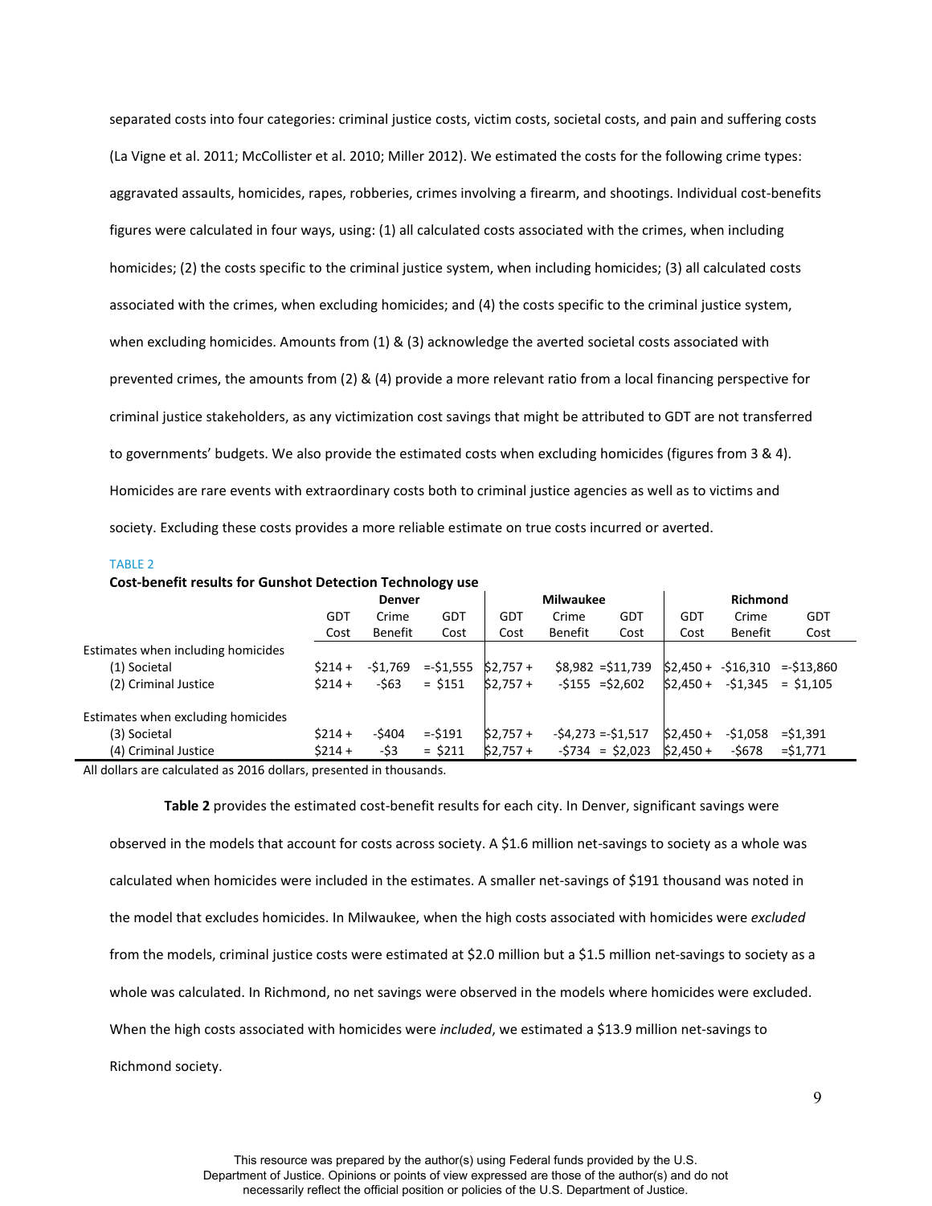separated costs into four categories: criminal justice costs, victim costs, societal costs, and pain and suffering costs (La Vigne et al. 2011; McCollister et al. 2010; Miller 2012). We estimated the costs for the following crime types: aggravated assaults, homicides, rapes, robberies, crimes involving a firearm, and shootings. Individual cost-benefits figures were calculated in four ways, using: (1) all calculated costs associated with the crimes, when including homicides; (2) the costs specific to the criminal justice system, when including homicides; (3) all calculated costs associated with the crimes, when excluding homicides; and (4) the costs specific to the criminal justice system, when excluding homicides. Amounts from (1) & (3) acknowledge the averted societal costs associated with prevented crimes, the amounts from (2) & (4) provide a more relevant ratio from a local financing perspective for criminal justice stakeholders, as any victimization cost savings that might be attributed to GDT are not transferred to governments' budgets. We also provide the estimated costs when excluding homicides (figures from 3 & 4). Homicides are rare events with extraordinary costs both to criminal justice agencies as well as to victims and society. Excluding these costs provides a more reliable estimate on true costs incurred or averted.

TABLE 2

**Cost-benefit results for Gunshot Detection Technology use**

| | Denver | | | Milwaukee | | | Richmond | | |
|---|---|---|---|---|---|---|---|---|---|
| | GDT Cost | Crime Benefit | GDT Cost | GDT Cost | Crime Benefit | GDT Cost | GDT Cost | Crime Benefit | GDT Cost |
| Estimates when including homicides | | | | | | | | | |
| (1) Societal | $214 + | -$1,769 | =-$1,555 | $2,757 + | $8,982 | =$11,739 | $2,450 + | -$16,310 | =-$13,860 |
| (2) Criminal Justice | $214 + | -$63 | = $151 | $2,757 + | -$155 | =$2,602 | $2,450 + | -$1,345 | = $1,105 |
| Estimates when excluding homicides | | | | | | | | | |
| (3) Societal | $214 + | -$404 | =-$191 | $2,757 + | -$4,273 | =-$1,517 | $2,450 + | -$1,058 | =$1,391 |
| (4) Criminal Justice | $214 + | -$3 | = $211 | $2,757 + | -$734 | = $2,023 | $2,450 + | -$678 | =$1,771 |

All dollars are calculated as 2016 dollars, presented in thousands.

**Table 2** provides the estimated cost-benefit results for each city. In Denver, significant savings were observed in the models that account for costs across society. A $1.6 million net-savings to society as a whole was calculated when homicides were included in the estimates. A smaller net-savings of $191 thousand was noted in the model that excludes homicides. In Milwaukee, when the high costs associated with homicides were *excluded* from the models, criminal justice costs were estimated at $2.0 million but a $1.5 million net-savings to society as a whole was calculated. In Richmond, no net savings were observed in the models where homicides were excluded. When the high costs associated with homicides were *included*, we estimated a $13.9 million net-savings to Richmond society.

This resource was prepared by the author(s) using Federal funds provided by the U.S. Department of Justice. Opinions or points of view expressed are those of the author(s) and do not necessarily reflect the official position or policies of the U.S. Department of Justice.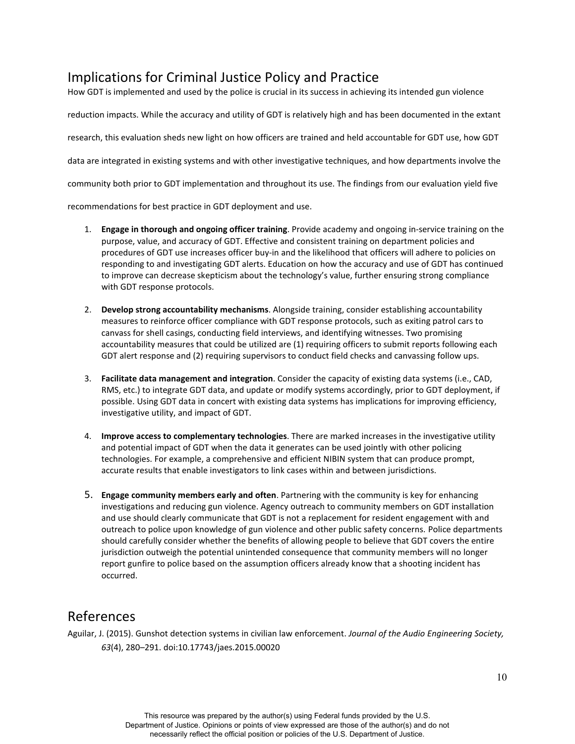## Implications for Criminal Justice Policy and Practice

How GDT is implemented and used by the police is crucial in its success in achieving its intended gun violence reduction impacts. While the accuracy and utility of GDT is relatively high and has been documented in the extant research, this evaluation sheds new light on how officers are trained and held accountable for GDT use, how GDT data are integrated in existing systems and with other investigative techniques, and how departments involve the community both prior to GDT implementation and throughout its use. The findings from our evaluation yield five recommendations for best practice in GDT deployment and use.

1. **Engage in thorough and ongoing officer training**. Provide academy and ongoing in-service training on the purpose, value, and accuracy of GDT. Effective and consistent training on department policies and procedures of GDT use increases officer buy-in and the likelihood that officers will adhere to policies on responding to and investigating GDT alerts. Education on how the accuracy and use of GDT has continued to improve can decrease skepticism about the technology's value, further ensuring strong compliance with GDT response protocols.

2. **Develop strong accountability mechanisms**. Alongside training, consider establishing accountability measures to reinforce officer compliance with GDT response protocols, such as exiting patrol cars to canvass for shell casings, conducting field interviews, and identifying witnesses. Two promising accountability measures that could be utilized are (1) requiring officers to submit reports following each GDT alert response and (2) requiring supervisors to conduct field checks and canvassing follow ups.

3. **Facilitate data management and integration**. Consider the capacity of existing data systems (i.e., CAD, RMS, etc.) to integrate GDT data, and update or modify systems accordingly, prior to GDT deployment, if possible. Using GDT data in concert with existing data systems has implications for improving efficiency, investigative utility, and impact of GDT.

4. **Improve access to complementary technologies**. There are marked increases in the investigative utility and potential impact of GDT when the data it generates can be used jointly with other policing technologies. For example, a comprehensive and efficient NIBIN system that can produce prompt, accurate results that enable investigators to link cases within and between jurisdictions.

5. **Engage community members early and often**. Partnering with the community is key for enhancing investigations and reducing gun violence. Agency outreach to community members on GDT installation and use should clearly communicate that GDT is not a replacement for resident engagement with and outreach to police upon knowledge of gun violence and other public safety concerns. Police departments should carefully consider whether the benefits of allowing people to believe that GDT covers the entire jurisdiction outweigh the potential unintended consequence that community members will no longer report gunfire to police based on the assumption officers already know that a shooting incident has occurred.

## References

Aguilar, J. (2015). Gunshot detection systems in civilian law enforcement. *Journal of the Audio Engineering Society, 63*(4), 280–291. doi:10.17743/jaes.2015.00020

This resource was prepared by the author(s) using Federal funds provided by the U.S. Department of Justice. Opinions or points of view expressed are those of the author(s) and do not necessarily reflect the official position or policies of the U.S. Department of Justice.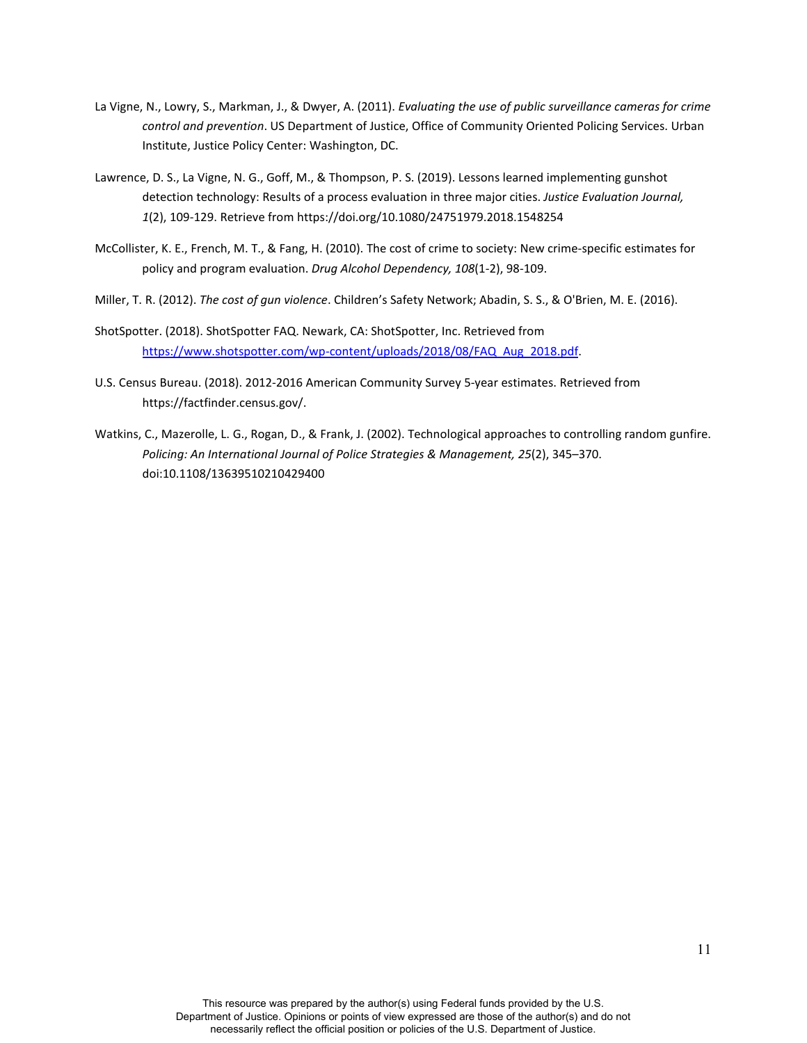La Vigne, N., Lowry, S., Markman, J., & Dwyer, A. (2011). *Evaluating the use of public surveillance cameras for crime control and prevention*. US Department of Justice, Office of Community Oriented Policing Services. Urban Institute, Justice Policy Center: Washington, DC.

Lawrence, D. S., La Vigne, N. G., Goff, M., & Thompson, P. S. (2019). Lessons learned implementing gunshot detection technology: Results of a process evaluation in three major cities. *Justice Evaluation Journal, 1*(2), 109-129. Retrieve from https://doi.org/10.1080/24751979.2018.1548254

McCollister, K. E., French, M. T., & Fang, H. (2010). The cost of crime to society: New crime-specific estimates for policy and program evaluation. *Drug Alcohol Dependency, 108*(1-2), 98-109.

Miller, T. R. (2012). *The cost of gun violence*. Children's Safety Network; Abadin, S. S., & O'Brien, M. E. (2016).

ShotSpotter. (2018). ShotSpotter FAQ. Newark, CA: ShotSpotter, Inc. Retrieved from https://www.shotspotter.com/wp-content/uploads/2018/08/FAQ_Aug_2018.pdf.

U.S. Census Bureau. (2018). 2012-2016 American Community Survey 5-year estimates. Retrieved from https://factfinder.census.gov/.

Watkins, C., Mazerolle, L. G., Rogan, D., & Frank, J. (2002). Technological approaches to controlling random gunfire. *Policing: An International Journal of Police Strategies & Management, 25*(2), 345–370. doi:10.1108/13639510210429400

This resource was prepared by the author(s) using Federal funds provided by the U.S. Department of Justice. Opinions or points of view expressed are those of the author(s) and do not necessarily reflect the official position or policies of the U.S. Department of Justice.